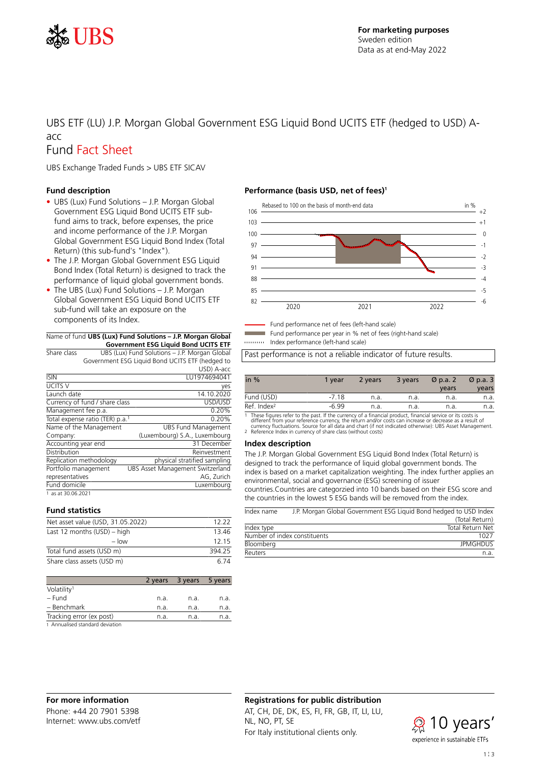For marketing purposes
Sweden edition
Data as at end-May 2022

# UBS ETF (LU) J.P. Morgan Global Government ESG Liquid Bond UCITS ETF (hedged to USD) A-acc

## Fund Fact Sheet

UBS Exchange Traded Funds > UBS ETF SICAV

### Fund description

- UBS (Lux) Fund Solutions – J.P. Morgan Global Government ESG Liquid Bond UCITS ETF sub-fund aims to track, before expenses, the price and income performance of the J.P. Morgan Global Government ESG Liquid Bond Index (Total Return) (this sub-fund's "Index").
- The J.P. Morgan Global Government ESG Liquid Bond Index (Total Return) is designed to track the performance of liquid global government bonds.
- The UBS (Lux) Fund Solutions – J.P. Morgan Global Government ESG Liquid Bond UCITS ETF sub-fund will take an exposure on the components of its Index.

| Name of fund | **UBS (Lux) Fund Solutions – J.P. Morgan Global Government ESG Liquid Bond UCITS ETF** |
|---|---|
| Share class | UBS (Lux) Fund Solutions – J.P. Morgan Global Government ESG Liquid Bond UCITS ETF (hedged to USD) A-acc |
| ISIN | LU1974694041 |
| UCITS V | yes |
| Launch date | 14.10.2020 |
| Currency of fund / share class | USD/USD |
| Management fee p.a. | 0.20% |
| Total expense ratio (TER) p.a.[1] | 0.20% |
| Name of the Management Company: | UBS Fund Management (Luxembourg) S.A., Luxembourg |
| Accounting year end | 31 December |
| Distribution | Reinvestment |
| Replication methodology | physical stratified sampling |
| Portfolio management representatives | UBS Asset Management Switzerland AG, Zurich |
| Fund domicile | Luxembourg |

1 as at 30.06.2021

### Fund statistics

| | |
|---|---|
| Net asset value (USD, 31.05.2022) | 12.22 |
| Last 12 months (USD) – high | 13.46 |
| – low | 12.15 |
| Total fund assets (USD m) | 394.25 |
| Share class assets (USD m) | 6.74 |

| | 2 years | 3 years | 5 years |
|---|---|---|---|
| Volatility[1] | | | |
| – Fund | n.a. | n.a. | n.a. |
| – Benchmark | n.a. | n.a. | n.a. |
| Tracking error (ex post) | n.a. | n.a. | n.a. |

1 Annualised standard deviation

### Performance (basis USD, net of fees)[1]

Rebased to 100 on the basis of month-end data

Fund performance net of fees (left-hand scale)
Fund performance per year in % net of fees (right-hand scale)
Index performance (left-hand scale)

Past performance is not a reliable indicator of future results.

| in % | 1 year | 2 years | 3 years | Ø p.a. 2 years | Ø p.a. 3 years |
|---|---|---|---|---|---|
| Fund (USD) | -7.18 | n.a. | n.a. | n.a. | n.a. |
| Ref. Index[2] | -6.99 | n.a. | n.a. | n.a. | n.a. |

1 These figures refer to the past. If the currency of a financial product, financial service or its costs is different from your reference currency, the return and/or costs can increase or decrease as a result of currency fluctuations. Source for all data and chart (if not indicated otherwise): UBS Asset Management.
2 Reference Index in currency of share class (without costs)

### Index description

The J.P. Morgan Global Government ESG Liquid Bond Index (Total Return) is designed to track the performance of liquid global government bonds. The index is based on a market capitalization weighting. The index further applies an environmental, social and governance (ESG) screening of issuer countries.Countries are categorzied into 10 bands based on their ESG score and the countries in the lowest 5 ESG bands will be removed from the index.

| | |
|---|---|
| Index name | J.P. Morgan Global Government ESG Liquid Bond hedged to USD Index (Total Return) |
| Index type | Total Return Net |
| Number of index constituents | 1027 |
| Bloomberg | JPMGHDUS |
| Reuters | n.a. |

### For more information

Phone: +44 20 7901 5398
Internet: www.ubs.com/etf

### Registrations for public distribution

AT, CH, DE, DK, ES, FI, FR, GB, IT, LI, LU, NL, NO, PT, SE
For Italy institutional clients only.

10 years' experience in sustainable ETFs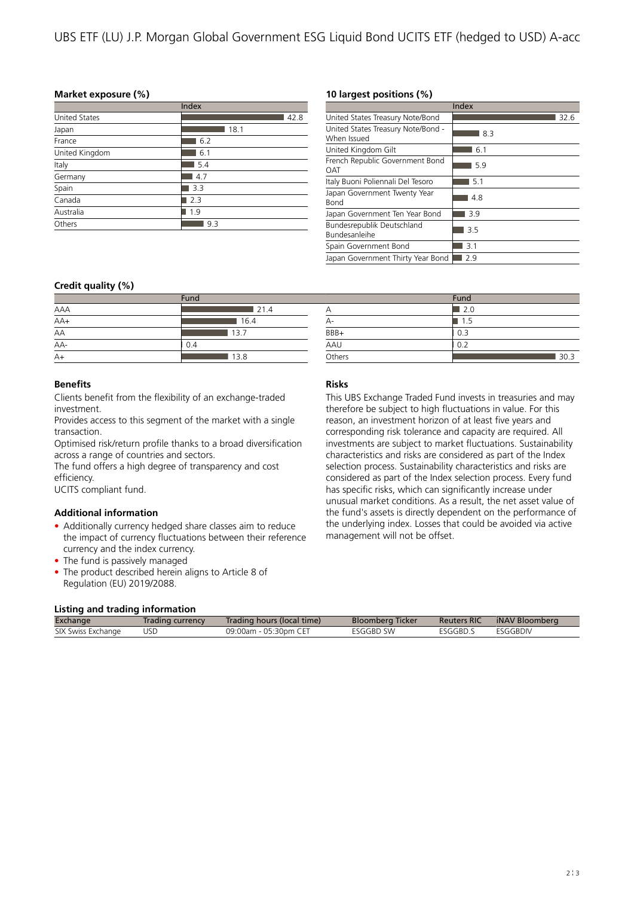## Market exposure (%)

| | Index |
|---|---|
| United States | 42.8 |
| Japan | 18.1 |
| France | 6.2 |
| United Kingdom | 6.1 |
| Italy | 5.4 |
| Germany | 4.7 |
| Spain | 3.3 |
| Canada | 2.3 |
| Australia | 1.9 |
| Others | 9.3 |

## 10 largest positions (%)

| | Index |
|---|---|
| United States Treasury Note/Bond | 32.6 |
| United States Treasury Note/Bond - When Issued | 8.3 |
| United Kingdom Gilt | 6.1 |
| French Republic Government Bond OAT | 5.9 |
| Italy Buoni Poliennali Del Tesoro | 5.1 |
| Japan Government Twenty Year Bond | 4.8 |
| Japan Government Ten Year Bond | 3.9 |
| Bundesrepublik Deutschland Bundesanleihe | 3.5 |
| Spain Government Bond | 3.1 |
| Japan Government Thirty Year Bond | 2.9 |

## Credit quality (%)

| | Fund | | Fund |
|---|---|---|---|
| AAA | 21.4 | A | 2.0 |
| AA+ | 16.4 | A- | 1.5 |
| AA | 13.7 | BBB+ | 0.3 |
| AA- | 0.4 | AAU | 0.2 |
| A+ | 13.8 | Others | 30.3 |

## Benefits

Clients benefit from the flexibility of an exchange-traded investment.

Provides access to this segment of the market with a single transaction.

Optimised risk/return profile thanks to a broad diversification across a range of countries and sectors.

The fund offers a high degree of transparency and cost efficiency.

UCITS compliant fund.

## Additional information

- Additionally currency hedged share classes aim to reduce the impact of currency fluctuations between their reference currency and the index currency.
- The fund is passively managed
- The product described herein aligns to Article 8 of Regulation (EU) 2019/2088.

## Risks

This UBS Exchange Traded Fund invests in treasuries and may therefore be subject to high fluctuations in value. For this reason, an investment horizon of at least five years and corresponding risk tolerance and capacity are required. All investments are subject to market fluctuations. Sustainability characteristics and risks are considered as part of the Index selection process. Sustainability characteristics and risks are considered as part of the Index selection process. Every fund has specific risks, which can significantly increase under unusual market conditions. As a result, the net asset value of the fund's assets is directly dependent on the performance of the underlying index. Losses that could be avoided via active management will not be offset.

## Listing and trading information

| Exchange | Trading currency | Trading hours (local time) | Bloomberg Ticker | Reuters RIC | iNAV Bloomberg |
|---|---|---|---|---|---|
| SIX Swiss Exchange | USD | 09:00am - 05:30pm CET | ESGGBD SW | ESGGBD.S | ESGGBDIV |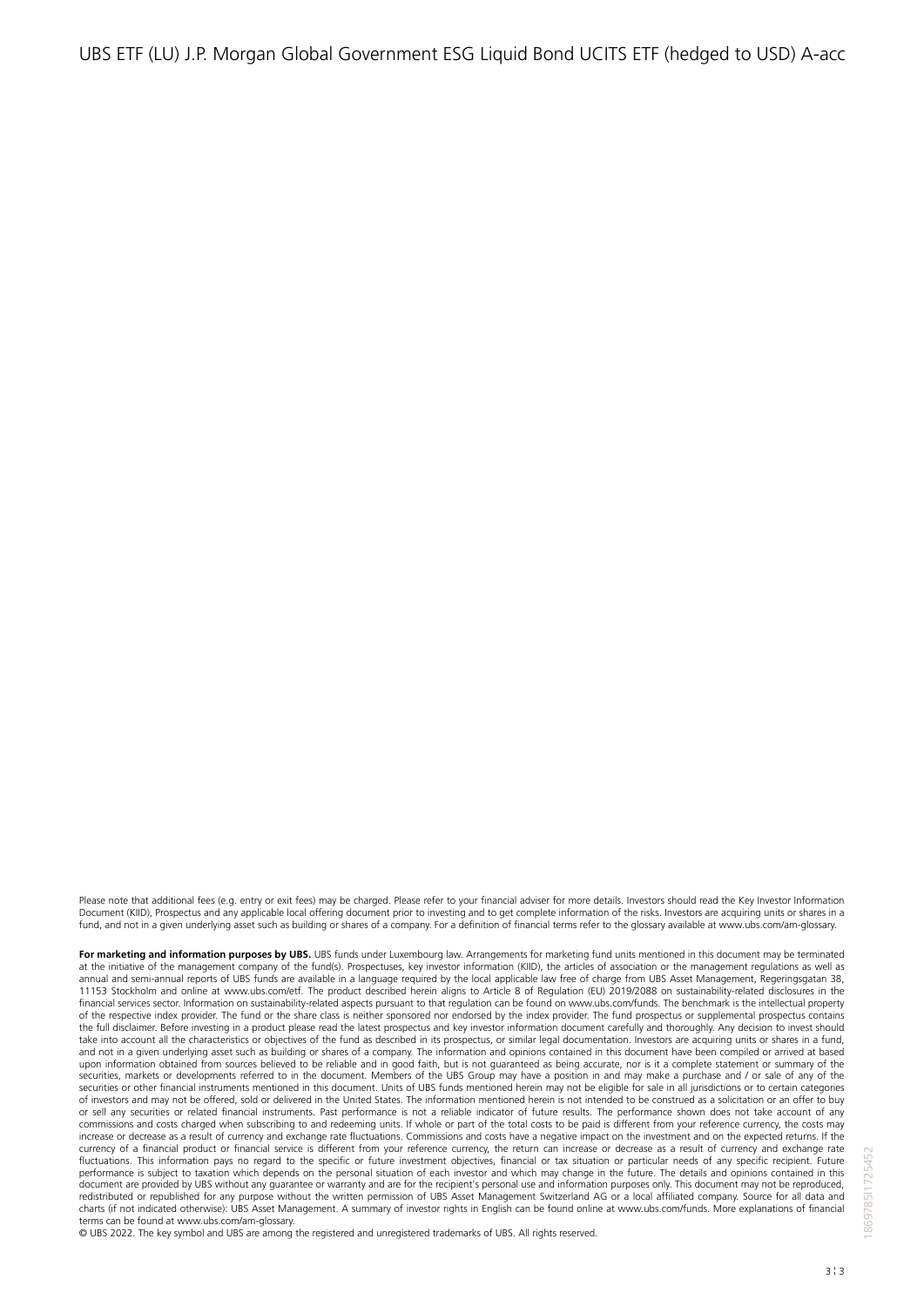Please note that additional fees (e.g. entry or exit fees) may be charged. Please refer to your financial adviser for more details. Investors should read the Key Investor Information Document (KIID), Prospectus and any applicable local offering document prior to investing and to get complete information of the risks. Investors are acquiring units or shares in a fund, and not in a given underlying asset such as building or shares of a company. For a definition of financial terms refer to the glossary available at www.ubs.com/am-glossary.

**For marketing and information purposes by UBS.** UBS funds under Luxembourg law. Arrangements for marketing fund units mentioned in this document may be terminated at the initiative of the management company of the fund(s). Prospectuses, key investor information (KIID), the articles of association or the management regulations as well as annual and semi-annual reports of UBS funds are available in a language required by the local applicable law free of charge from UBS Asset Management, Regeringsgatan 38, 11153 Stockholm and online at www.ubs.com/etf. The product described herein aligns to Article 8 of Regulation (EU) 2019/2088 on sustainability-related disclosures in the financial services sector. Information on sustainability-related aspects pursuant to that regulation can be found on www.ubs.com/funds. The benchmark is the intellectual property of the respective index provider. The fund or the share class is neither sponsored nor endorsed by the index provider. The fund prospectus or supplemental prospectus contains the full disclaimer. Before investing in a product please read the latest prospectus and key investor information document carefully and thoroughly. Any decision to invest should take into account all the characteristics or objectives of the fund as described in its prospectus, or similar legal documentation. Investors are acquiring units or shares in a fund, and not in a given underlying asset such as building or shares of a company. The information and opinions contained in this document have been compiled or arrived at based upon information obtained from sources believed to be reliable and in good faith, but is not guaranteed as being accurate, nor is it a complete statement or summary of the securities, markets or developments referred to in the document. Members of the UBS Group may have a position in and may make a purchase and / or sale of any of the securities or other financial instruments mentioned in this document. Units of UBS funds mentioned herein may not be eligible for sale in all jurisdictions or to certain categories of investors and may not be offered, sold or delivered in the United States. The information mentioned herein is not intended to be construed as a solicitation or an offer to buy or sell any securities or related financial instruments. Past performance is not a reliable indicator of future results. The performance shown does not take account of any commissions and costs charged when subscribing to and redeeming units. If whole or part of the total costs to be paid is different from your reference currency, the costs may increase or decrease as a result of currency and exchange rate fluctuations. Commissions and costs have a negative impact on the investment and on the expected returns. If the currency of a financial product or financial service is different from your reference currency, the return can increase or decrease as a result of currency and exchange rate fluctuations. This information pays no regard to the specific or future investment objectives, financial or tax situation or particular needs of any specific recipient. Future performance is subject to taxation which depends on the personal situation of each investor and which may change in the future. The details and opinions contained in this document are provided by UBS without any guarantee or warranty and are for the recipient's personal use and information purposes only. This document may not be reproduced, redistributed or republished for any purpose without the written permission of UBS Asset Management Switzerland AG or a local affiliated company. Source for all data and charts (if not indicated otherwise): UBS Asset Management. A summary of investor rights in English can be found online at www.ubs.com/funds. More explanations of financial terms can be found at www.ubs.com/am-glossary.

© UBS 2022. The key symbol and UBS are among the registered and unregistered trademarks of UBS. All rights reserved.